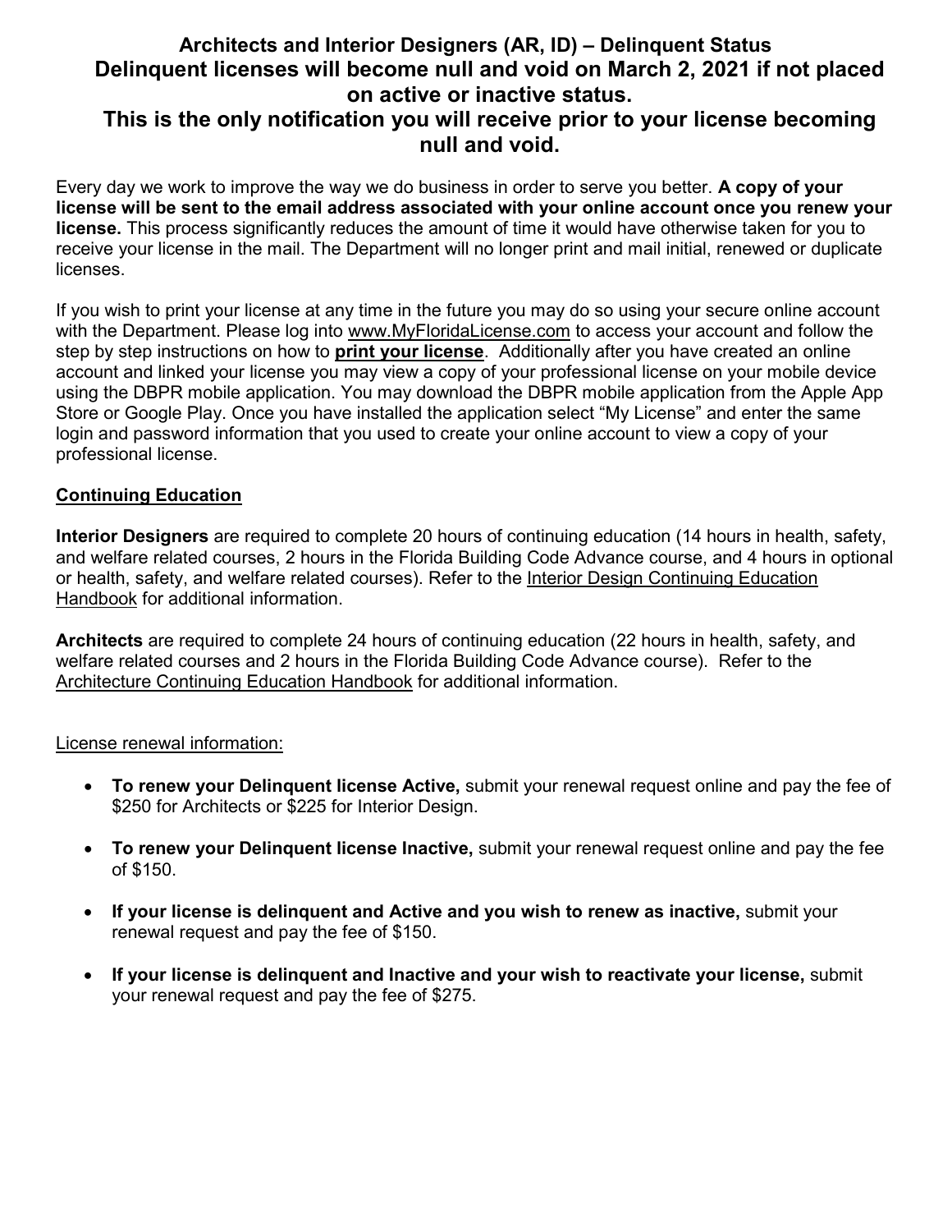# Architects and Interior Designers (AR, ID) – Delinquent Status

## Delinquent licenses will become null and void on March 2, 2021 if not placed on active or inactive status.

## This is the only notification you will receive prior to your license becoming null and void.

Every day we work to improve the way we do business in order to serve you better. **A copy of your license will be sent to the email address associated with your online account once you renew your license.** This process significantly reduces the amount of time it would have otherwise taken for you to receive your license in the mail. The Department will no longer print and mail initial, renewed or duplicate licenses.

If you wish to print your license at any time in the future you may do so using your secure online account with the Department. Please log into www.MyFloridaLicense.com to access your account and follow the step by step instructions on how to **print your license**. Additionally after you have created an online account and linked your license you may view a copy of your professional license on your mobile device using the DBPR mobile application. You may download the DBPR mobile application from the Apple App Store or Google Play. Once you have installed the application select "My License" and enter the same login and password information that you used to create your online account to view a copy of your professional license.

### Continuing Education

**Interior Designers** are required to complete 20 hours of continuing education (14 hours in health, safety, and welfare related courses, 2 hours in the Florida Building Code Advance course, and 4 hours in optional or health, safety, and welfare related courses). Refer to the Interior Design Continuing Education Handbook for additional information.

**Architects** are required to complete 24 hours of continuing education (22 hours in health, safety, and welfare related courses and 2 hours in the Florida Building Code Advance course). Refer to the Architecture Continuing Education Handbook for additional information.

License renewal information:

- **To renew your Delinquent license Active,** submit your renewal request online and pay the fee of $250 for Architects or $225 for Interior Design.
- **To renew your Delinquent license Inactive,** submit your renewal request online and pay the fee of $150.
- **If your license is delinquent and Active and you wish to renew as inactive,** submit your renewal request and pay the fee of $150.
- **If your license is delinquent and Inactive and your wish to reactivate your license,** submit your renewal request and pay the fee of $275.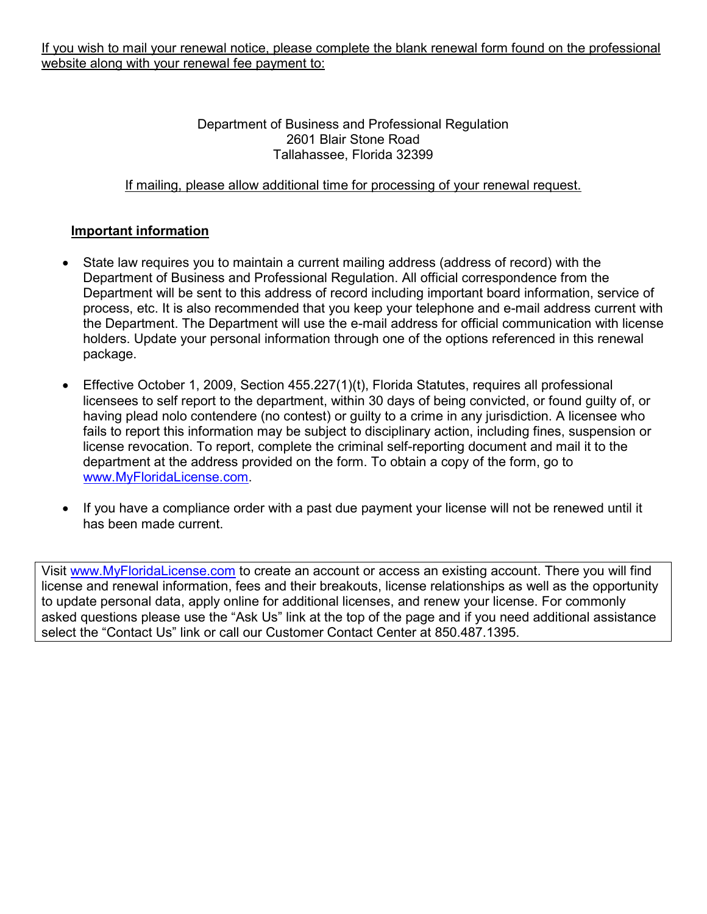If you wish to mail your renewal notice, please complete the blank renewal form found on the professional website along with your renewal fee payment to:

Department of Business and Professional Regulation
2601 Blair Stone Road
Tallahassee, Florida 32399

If mailing, please allow additional time for processing of your renewal request.

**Important information**

- State law requires you to maintain a current mailing address (address of record) with the Department of Business and Professional Regulation. All official correspondence from the Department will be sent to this address of record including important board information, service of process, etc. It is also recommended that you keep your telephone and e-mail address current with the Department. The Department will use the e-mail address for official communication with license holders. Update your personal information through one of the options referenced in this renewal package.

- Effective October 1, 2009, Section 455.227(1)(t), Florida Statutes, requires all professional licensees to self report to the department, within 30 days of being convicted, or found guilty of, or having plead nolo contendere (no contest) or guilty to a crime in any jurisdiction. A licensee who fails to report this information may be subject to disciplinary action, including fines, suspension or license revocation. To report, complete the criminal self-reporting document and mail it to the department at the address provided on the form. To obtain a copy of the form, go to www.MyFloridaLicense.com.

- If you have a compliance order with a past due payment your license will not be renewed until it has been made current.

Visit www.MyFloridaLicense.com to create an account or access an existing account. There you will find license and renewal information, fees and their breakouts, license relationships as well as the opportunity to update personal data, apply online for additional licenses, and renew your license. For commonly asked questions please use the "Ask Us" link at the top of the page and if you need additional assistance select the "Contact Us" link or call our Customer Contact Center at 850.487.1395.